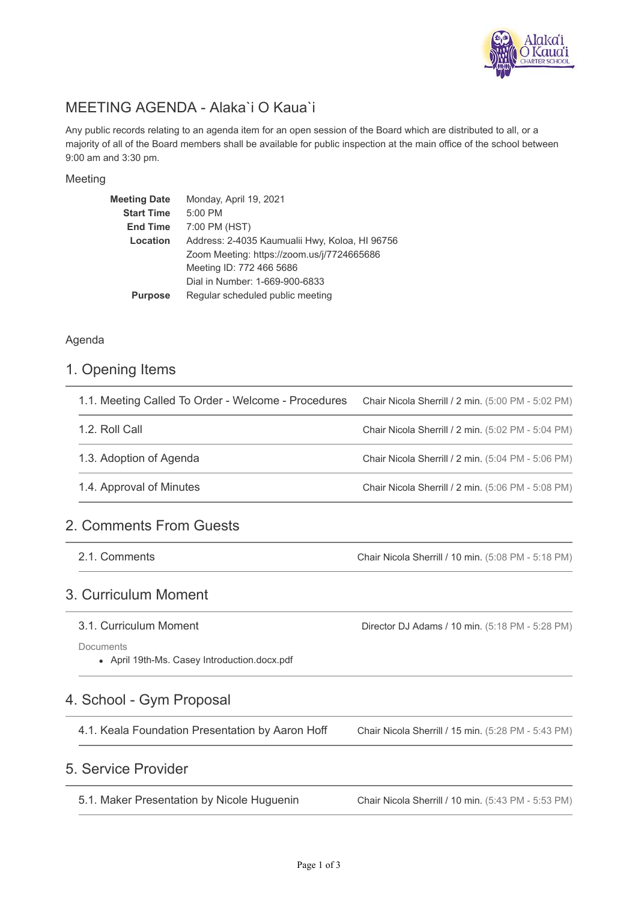# MEETING AGENDA - Alaka`i O Kaua`i

Any public records relating to an agenda item for an open session of the Board which are distributed to all, or a majority of all of the Board members shall be available for public inspection at the main office of the school between 9:00 am and 3:30 pm.

## Meeting

| | |
|---|---|
| **Meeting Date** | Monday, April 19, 2021 |
| **Start Time** | 5:00 PM |
| **End Time** | 7:00 PM (HST) |
| **Location** | Address: 2-4035 Kaumualii Hwy, Koloa, HI 96756<br>Zoom Meeting: https://zoom.us/j/7724665686<br>Meeting ID: 772 466 5686<br>Dial in Number: 1-669-900-6833 |
| **Purpose** | Regular scheduled public meeting |

## Agenda

## 1. Opening Items

1.1. Meeting Called To Order - Welcome - Procedures — Chair Nicola Sherrill / 2 min. (5:00 PM - 5:02 PM)

1.2. Roll Call — Chair Nicola Sherrill / 2 min. (5:02 PM - 5:04 PM)

1.3. Adoption of Agenda — Chair Nicola Sherrill / 2 min. (5:04 PM - 5:06 PM)

1.4. Approval of Minutes — Chair Nicola Sherrill / 2 min. (5:06 PM - 5:08 PM)

## 2. Comments From Guests

2.1. Comments — Chair Nicola Sherrill / 10 min. (5:08 PM - 5:18 PM)

## 3. Curriculum Moment

3.1. Curriculum Moment — Director DJ Adams / 10 min. (5:18 PM - 5:28 PM)

Documents

- April 19th-Ms. Casey Introduction.docx.pdf

## 4. School - Gym Proposal

4.1. Keala Foundation Presentation by Aaron Hoff — Chair Nicola Sherrill / 15 min. (5:28 PM - 5:43 PM)

## 5. Service Provider

5.1. Maker Presentation by Nicole Huguenin — Chair Nicola Sherrill / 10 min. (5:43 PM - 5:53 PM)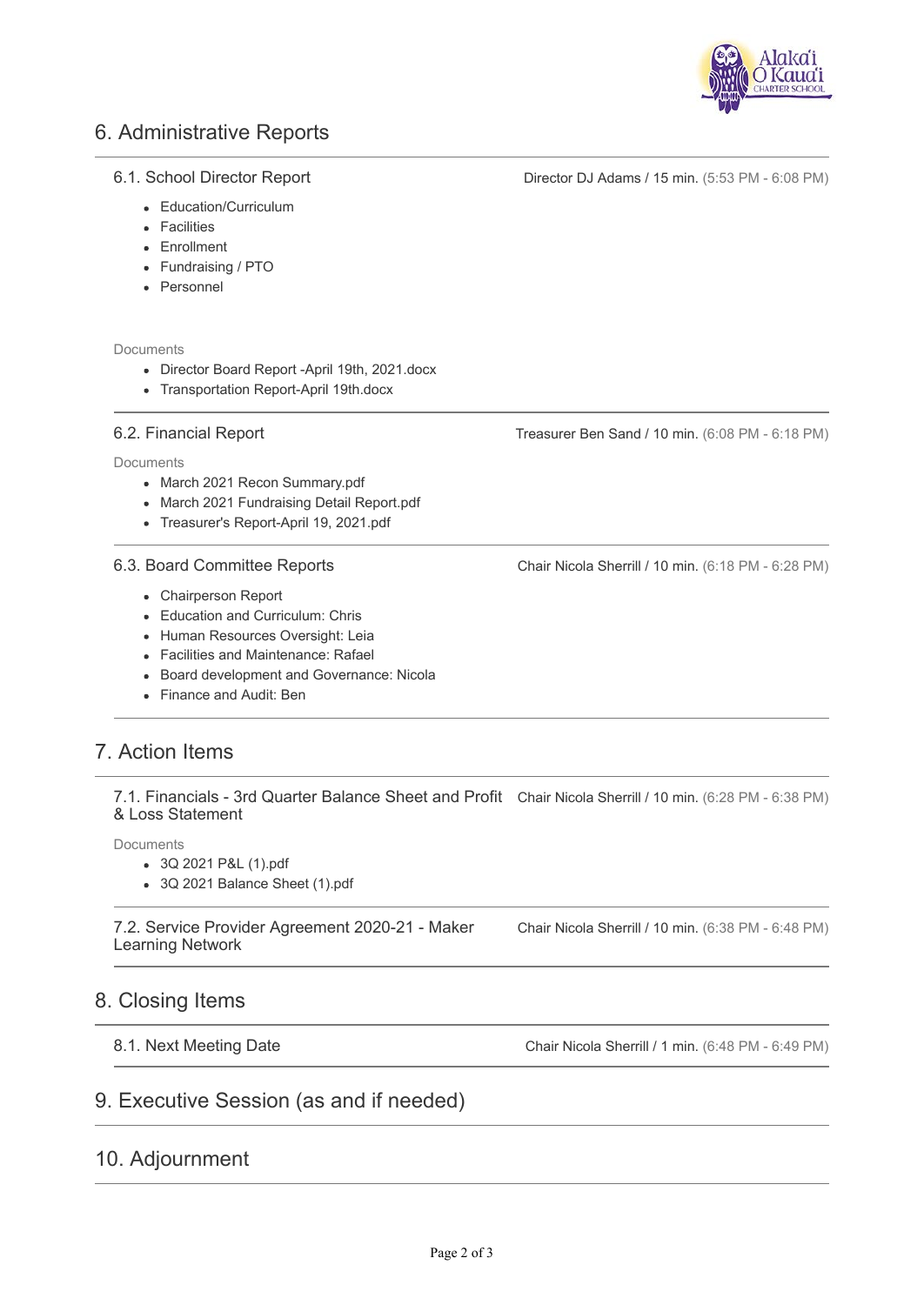## 6. Administrative Reports

### 6.1. School Director Report

Director DJ Adams / 15 min. (5:53 PM - 6:08 PM)

- Education/Curriculum
- Facilities
- Enrollment
- Fundraising / PTO
- Personnel

Documents

- Director Board Report -April 19th, 2021.docx
- Transportation Report-April 19th.docx

### 6.2. Financial Report

Treasurer Ben Sand / 10 min. (6:08 PM - 6:18 PM)

Documents

- March 2021 Recon Summary.pdf
- March 2021 Fundraising Detail Report.pdf
- Treasurer's Report-April 19, 2021.pdf

### 6.3. Board Committee Reports

Chair Nicola Sherrill / 10 min. (6:18 PM - 6:28 PM)

- Chairperson Report
- Education and Curriculum: Chris
- Human Resources Oversight: Leia
- Facilities and Maintenance: Rafael
- Board development and Governance: Nicola
- Finance and Audit: Ben

## 7. Action Items

### 7.1. Financials - 3rd Quarter Balance Sheet and Profit & Loss Statement

Chair Nicola Sherrill / 10 min. (6:28 PM - 6:38 PM)

Documents

- 3Q 2021 P&L (1).pdf
- 3Q 2021 Balance Sheet (1).pdf

### 7.2. Service Provider Agreement 2020-21 - Maker Learning Network

Chair Nicola Sherrill / 10 min. (6:38 PM - 6:48 PM)

## 8. Closing Items

### 8.1. Next Meeting Date

Chair Nicola Sherrill / 1 min. (6:48 PM - 6:49 PM)

## 9. Executive Session (as and if needed)

## 10. Adjournment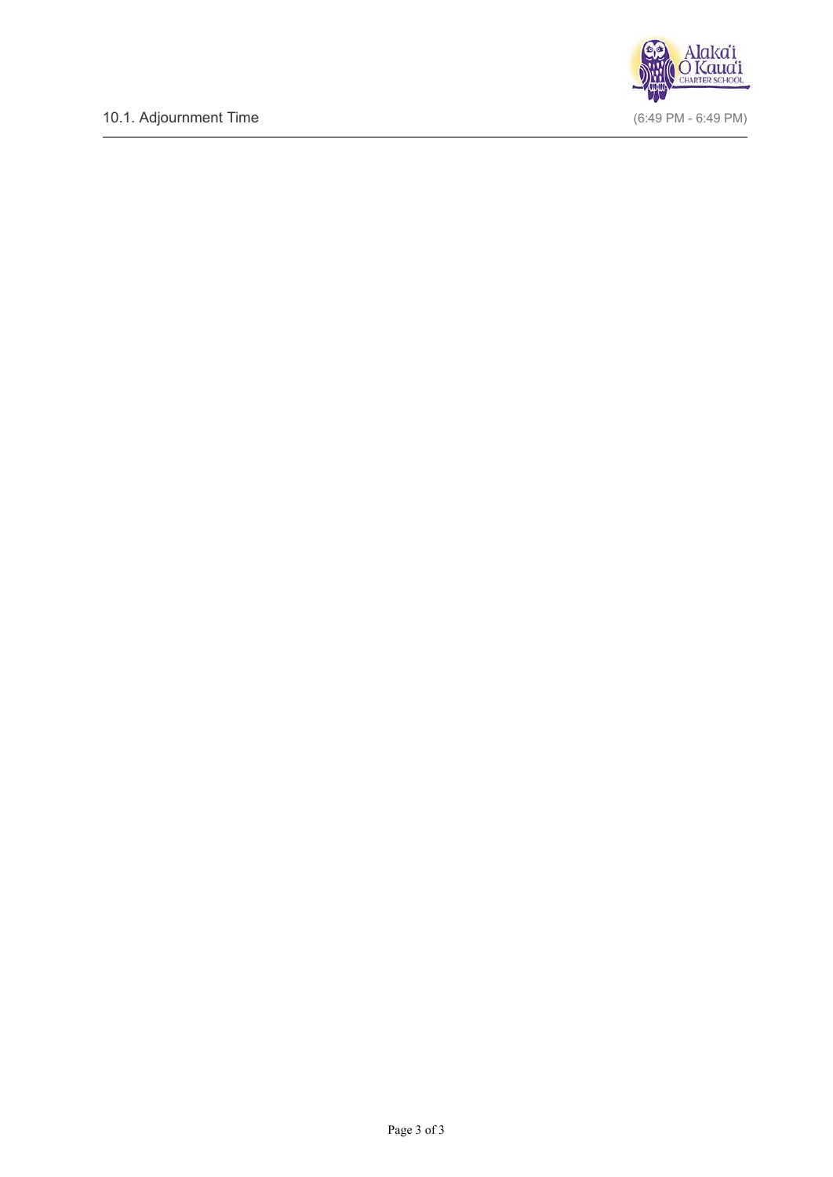10.1. Adjournment Time (6:49 PM - 6:49 PM)